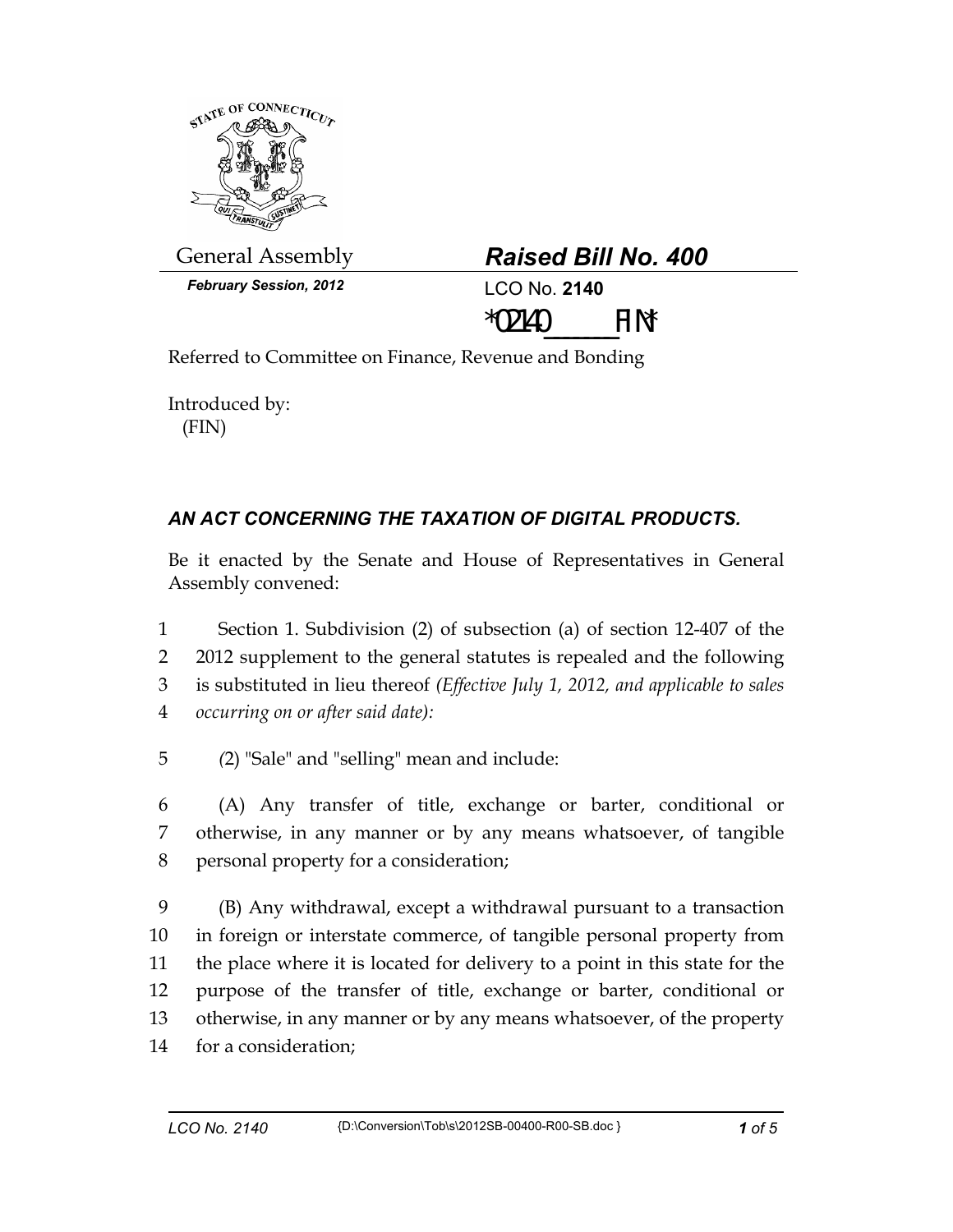General Assembly

***February Session, 2012***

## *Raised Bill No. 400*

LCO No. **2140**

*02140_______FIN*

Referred to Committee on Finance, Revenue and Bonding

Introduced by:
(FIN)

### *AN ACT CONCERNING THE TAXATION OF DIGITAL PRODUCTS.*

Be it enacted by the Senate and House of Representatives in General Assembly convened:

1 Section 1. Subdivision (2) of subsection (a) of section 12-407 of the
2 2012 supplement to the general statutes is repealed and the following
3 is substituted in lieu thereof *(Effective July 1, 2012, and applicable to sales*
4 *occurring on or after said date)*:

5 (2) "Sale" and "selling" mean and include:

6 (A) Any transfer of title, exchange or barter, conditional or
7 otherwise, in any manner or by any means whatsoever, of tangible
8 personal property for a consideration;

9 (B) Any withdrawal, except a withdrawal pursuant to a transaction
10 in foreign or interstate commerce, of tangible personal property from
11 the place where it is located for delivery to a point in this state for the
12 purpose of the transfer of title, exchange or barter, conditional or
13 otherwise, in any manner or by any means whatsoever, of the property
14 for a consideration;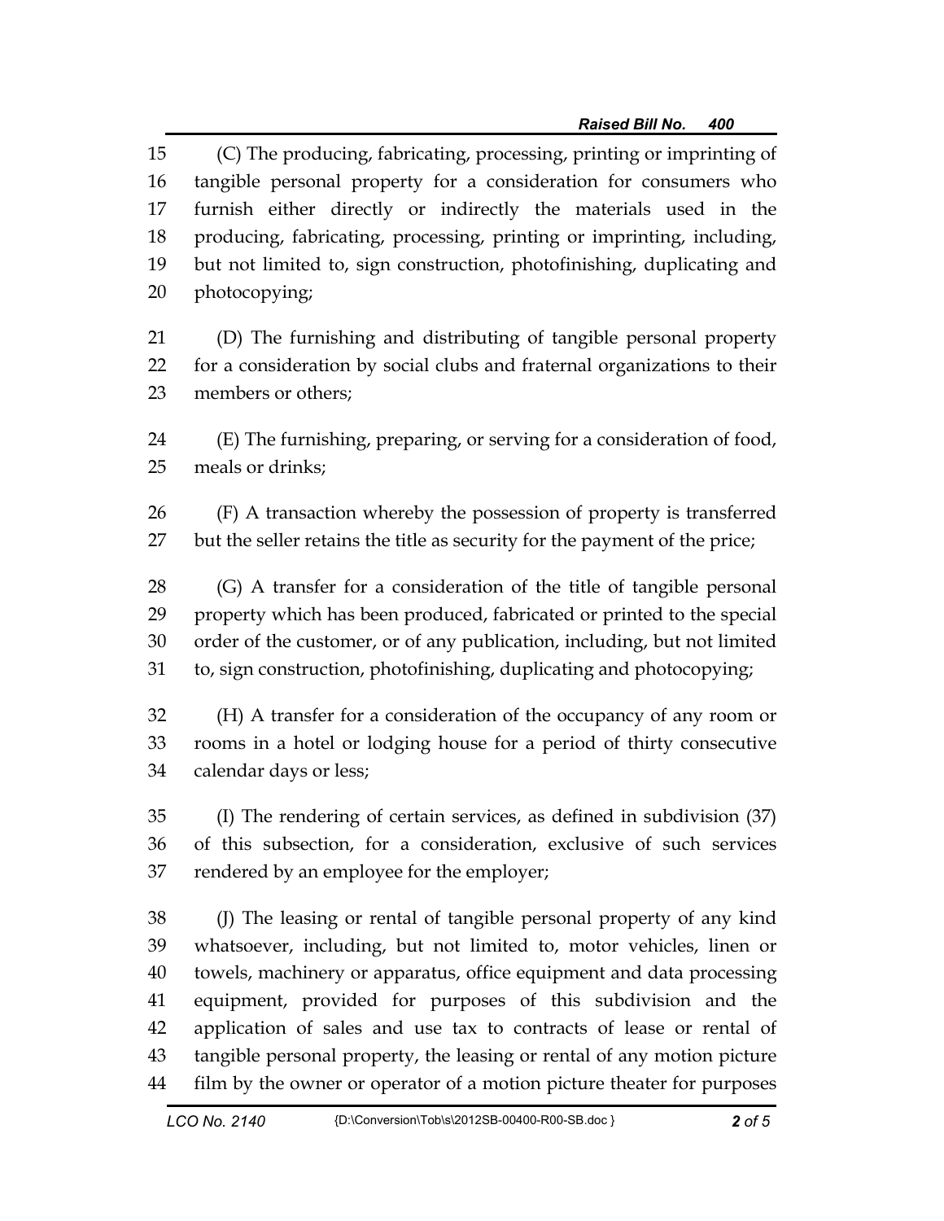(C) The producing, fabricating, processing, printing or imprinting of tangible personal property for a consideration for consumers who furnish either directly or indirectly the materials used in the producing, fabricating, processing, printing or imprinting, including, but not limited to, sign construction, photofinishing, duplicating and photocopying;

(D) The furnishing and distributing of tangible personal property for a consideration by social clubs and fraternal organizations to their members or others;

(E) The furnishing, preparing, or serving for a consideration of food, meals or drinks;

(F) A transaction whereby the possession of property is transferred but the seller retains the title as security for the payment of the price;

(G) A transfer for a consideration of the title of tangible personal property which has been produced, fabricated or printed to the special order of the customer, or of any publication, including, but not limited to, sign construction, photofinishing, duplicating and photocopying;

(H) A transfer for a consideration of the occupancy of any room or rooms in a hotel or lodging house for a period of thirty consecutive calendar days or less;

(I) The rendering of certain services, as defined in subdivision (37) of this subsection, for a consideration, exclusive of such services rendered by an employee for the employer;

(J) The leasing or rental of tangible personal property of any kind whatsoever, including, but not limited to, motor vehicles, linen or towels, machinery or apparatus, office equipment and data processing equipment, provided for purposes of this subdivision and the application of sales and use tax to contracts of lease or rental of tangible personal property, the leasing or rental of any motion picture film by the owner or operator of a motion picture theater for purposes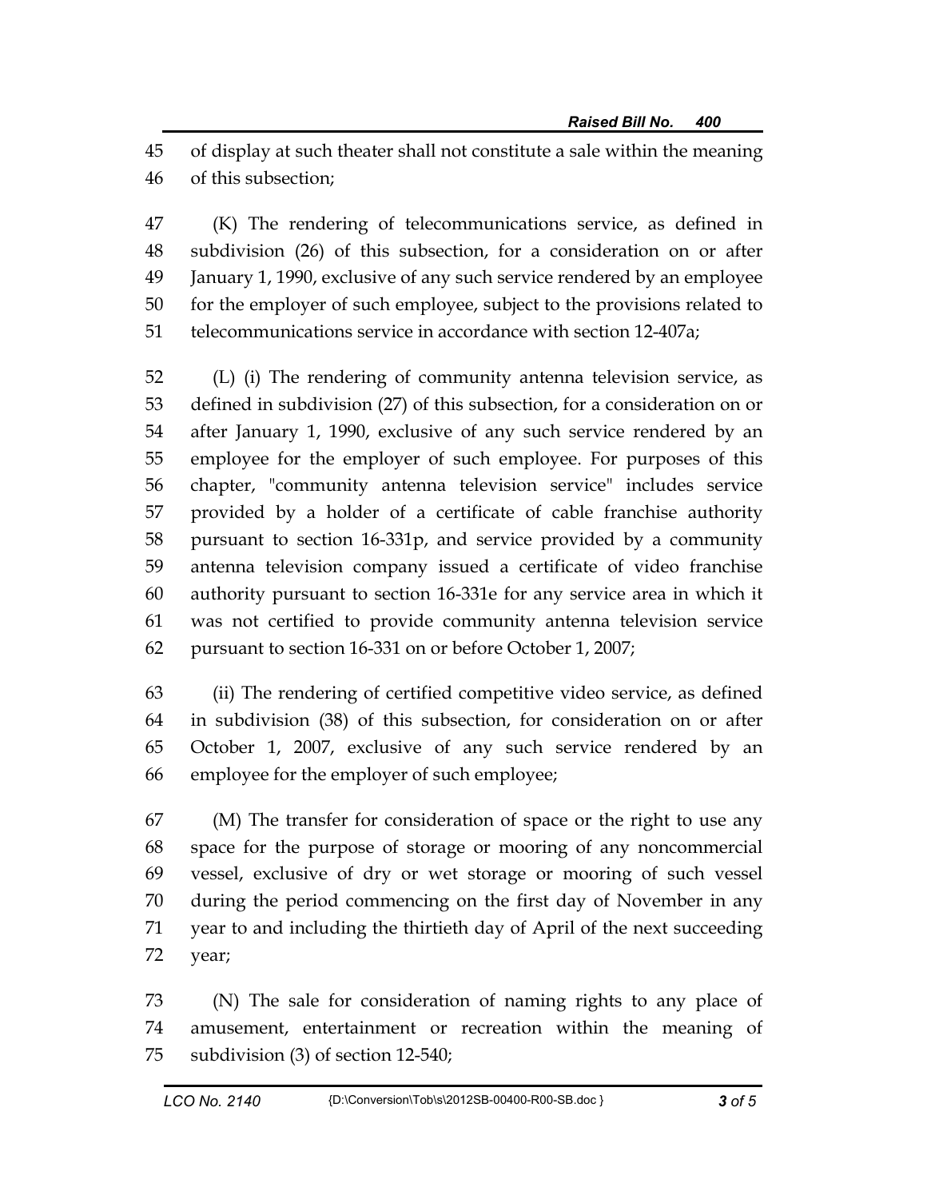of display at such theater shall not constitute a sale within the meaning of this subsection;

(K) The rendering of telecommunications service, as defined in subdivision (26) of this subsection, for a consideration on or after January 1, 1990, exclusive of any such service rendered by an employee for the employer of such employee, subject to the provisions related to telecommunications service in accordance with section 12-407a;

(L) (i) The rendering of community antenna television service, as defined in subdivision (27) of this subsection, for a consideration on or after January 1, 1990, exclusive of any such service rendered by an employee for the employer of such employee. For purposes of this chapter, "community antenna television service" includes service provided by a holder of a certificate of cable franchise authority pursuant to section 16-331p, and service provided by a community antenna television company issued a certificate of video franchise authority pursuant to section 16-331e for any service area in which it was not certified to provide community antenna television service pursuant to section 16-331 on or before October 1, 2007;

(ii) The rendering of certified competitive video service, as defined in subdivision (38) of this subsection, for consideration on or after October 1, 2007, exclusive of any such service rendered by an employee for the employer of such employee;

(M) The transfer for consideration of space or the right to use any space for the purpose of storage or mooring of any noncommercial vessel, exclusive of dry or wet storage or mooring of such vessel during the period commencing on the first day of November in any year to and including the thirtieth day of April of the next succeeding year;

(N) The sale for consideration of naming rights to any place of amusement, entertainment or recreation within the meaning of subdivision (3) of section 12-540;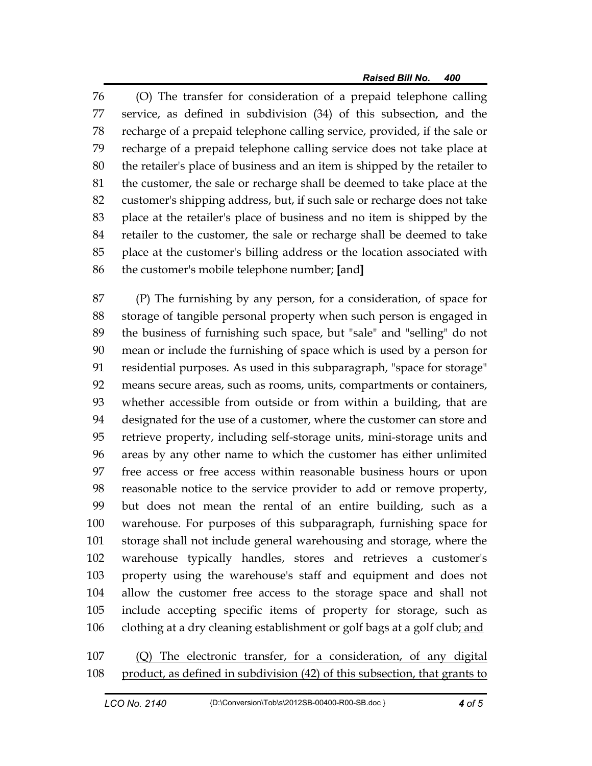76 (O) The transfer for consideration of a prepaid telephone calling
77 service, as defined in subdivision (34) of this subsection, and the
78 recharge of a prepaid telephone calling service, provided, if the sale or
79 recharge of a prepaid telephone calling service does not take place at
80 the retailer's place of business and an item is shipped by the retailer to
81 the customer, the sale or recharge shall be deemed to take place at the
82 customer's shipping address, but, if such sale or recharge does not take
83 place at the retailer's place of business and no item is shipped by the
84 retailer to the customer, the sale or recharge shall be deemed to take
85 place at the customer's billing address or the location associated with
86 the customer's mobile telephone number; **[**and**]**

87 (P) The furnishing by any person, for a consideration, of space for
88 storage of tangible personal property when such person is engaged in
89 the business of furnishing such space, but "sale" and "selling" do not
90 mean or include the furnishing of space which is used by a person for
91 residential purposes. As used in this subparagraph, "space for storage"
92 means secure areas, such as rooms, units, compartments or containers,
93 whether accessible from outside or from within a building, that are
94 designated for the use of a customer, where the customer can store and
95 retrieve property, including self-storage units, mini-storage units and
96 areas by any other name to which the customer has either unlimited
97 free access or free access within reasonable business hours or upon
98 reasonable notice to the service provider to add or remove property,
99 but does not mean the rental of an entire building, such as a
100 warehouse. For purposes of this subparagraph, furnishing space for
101 storage shall not include general warehousing and storage, where the
102 warehouse typically handles, stores and retrieves a customer's
103 property using the warehouse's staff and equipment and does not
104 allow the customer free access to the storage space and shall not
105 include accepting specific items of property for storage, such as
106 clothing at a dry cleaning establishment or golf bags at a golf club<ins>; and</ins>

107 <ins>(Q) The electronic transfer, for a consideration, of any digital</ins>
108 <ins>product, as defined in subdivision (42) of this subsection, that grants to</ins>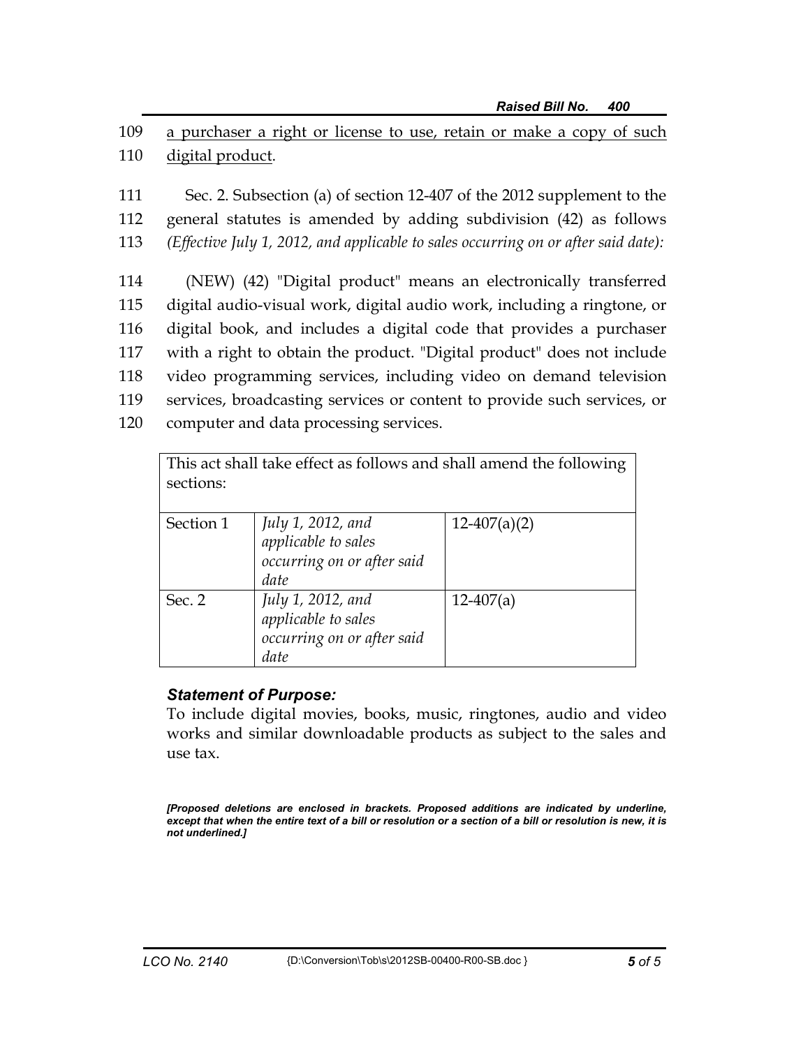109 a purchaser a right or license to use, retain or make a copy of such
110 digital product.

111 Sec. 2. Subsection (a) of section 12-407 of the 2012 supplement to the
112 general statutes is amended by adding subdivision (42) as follows
113 *(Effective July 1, 2012, and applicable to sales occurring on or after said date):*

114 (NEW) (42) "Digital product" means an electronically transferred
115 digital audio-visual work, digital audio work, including a ringtone, or
116 digital book, and includes a digital code that provides a purchaser
117 with a right to obtain the product. "Digital product" does not include
118 video programming services, including video on demand television
119 services, broadcasting services or content to provide such services, or
120 computer and data processing services.

| This act shall take effect as follows and shall amend the following sections: | | |
|---|---|---|
| Section 1 | *July 1, 2012, and applicable to sales occurring on or after said date* | 12-407(a)(2) |
| Sec. 2 | *July 1, 2012, and applicable to sales occurring on or after said date* | 12-407(a) |

### *Statement of Purpose:*

To include digital movies, books, music, ringtones, audio and video works and similar downloadable products as subject to the sales and use tax.

***[Proposed deletions are enclosed in brackets. Proposed additions are indicated by underline, except that when the entire text of a bill or resolution or a section of a bill or resolution is new, it is not underlined.]***